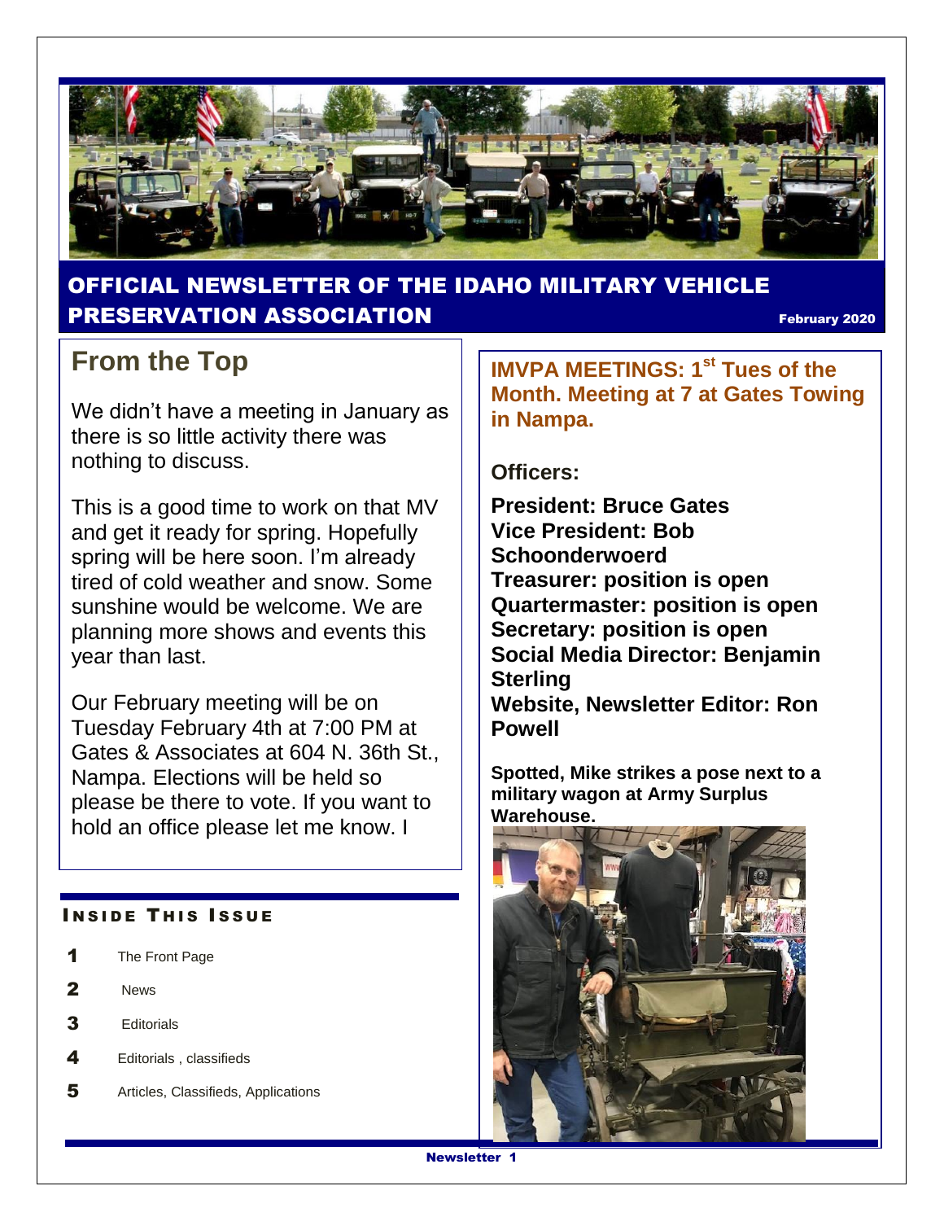# OFFICIAL NEWSLETTER OF THE IDAHO MILITARY VEHICLE PRESERVATION ASSOCIATION

February 2020

## From the Top

We didn't have a meeting in January as there is so little activity there was nothing to discuss.

This is a good time to work on that MV and get it ready for spring. Hopefully spring will be here soon. I'm already tired of cold weather and snow. Some sunshine would be welcome. We are planning more shows and events this year than last.

Our February meeting will be on Tuesday February 4th at 7:00 PM at Gates & Associates at 604 N. 36th St., Nampa. Elections will be held so please be there to vote. If you want to hold an office please let me know. I

### INSIDE THIS ISSUE

| | |
|---|---|
| 1 | The Front Page |
| 2 | News |
| 3 | Editorials |
| 4 | Editorials , classifieds |
| 5 | Articles, Classifieds, Applications |

**IMVPA MEETINGS: 1st Tues of the Month. Meeting at 7 at Gates Towing in Nampa.**

**Officers:**

**President: Bruce Gates**
**Vice President: Bob Schoonderwoerd**
**Treasurer: position is open**
**Quartermaster: position is open**
**Secretary: position is open**
**Social Media Director: Benjamin Sterling**
**Website, Newsletter Editor: Ron Powell**

**Spotted, Mike strikes a pose next to a military wagon at Army Surplus Warehouse.**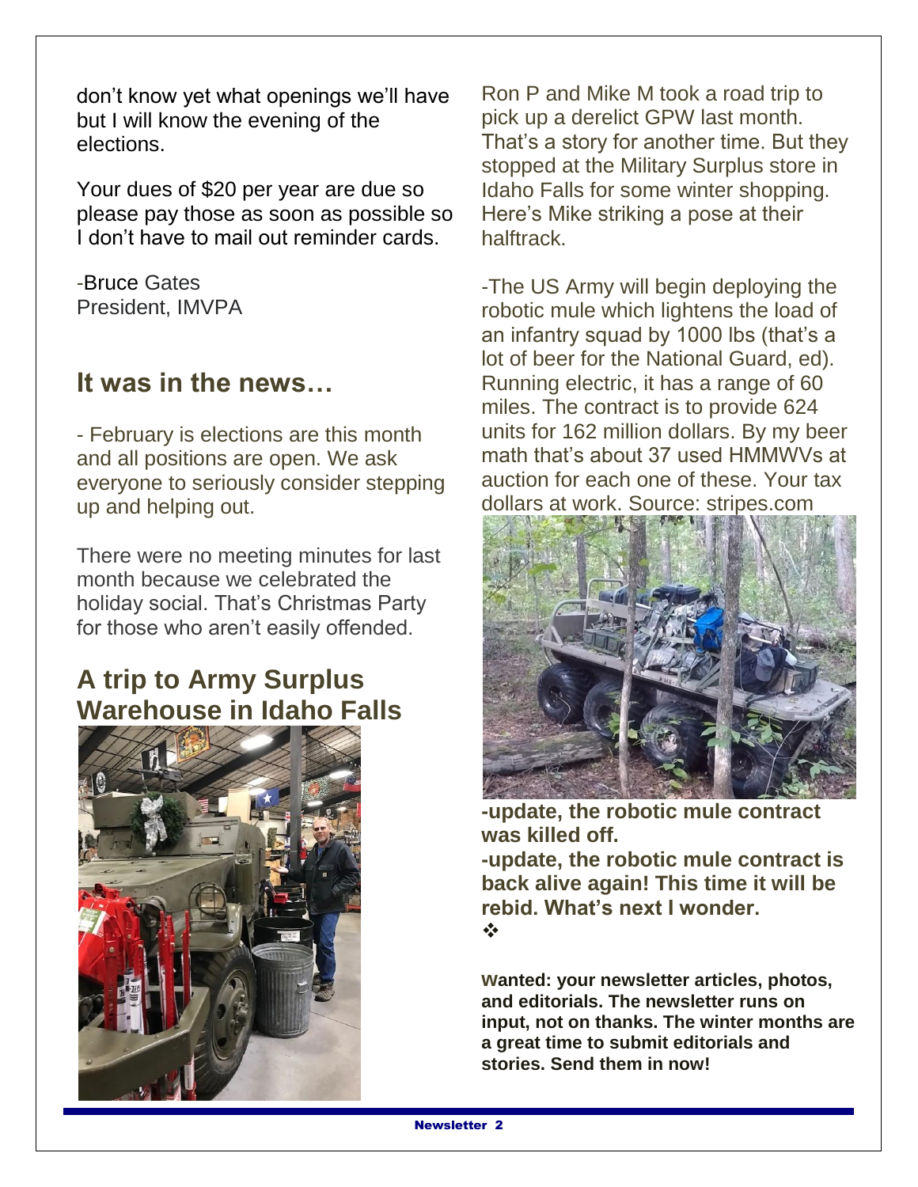don't know yet what openings we'll have but I will know the evening of the elections.

Your dues of $20 per year are due so please pay those as soon as possible so I don't have to mail out reminder cards.

-Bruce Gates
President, IMVPA

## It was in the news…

- February is elections are this month and all positions are open. We ask everyone to seriously consider stepping up and helping out.

There were no meeting minutes for last month because we celebrated the holiday social. That's Christmas Party for those who aren't easily offended.

## A trip to Army Surplus Warehouse in Idaho Falls

Ron P and Mike M took a road trip to pick up a derelict GPW last month. That's a story for another time. But they stopped at the Military Surplus store in Idaho Falls for some winter shopping. Here's Mike striking a pose at their halftrack.

-The US Army will begin deploying the robotic mule which lightens the load of an infantry squad by 1000 lbs (that's a lot of beer for the National Guard, ed). Running electric, it has a range of 60 miles. The contract is to provide 624 units for 162 million dollars. By my beer math that's about 37 used HMMWVs at auction for each one of these. Your tax dollars at work. Source: stripes.com

**-update, the robotic mule contract was killed off.**

**-update, the robotic mule contract is back alive again! This time it will be rebid. What's next I wonder.**

❖

**Wanted: your newsletter articles, photos, and editorials. The newsletter runs on input, not on thanks. The winter months are a great time to submit editorials and stories. Send them in now!**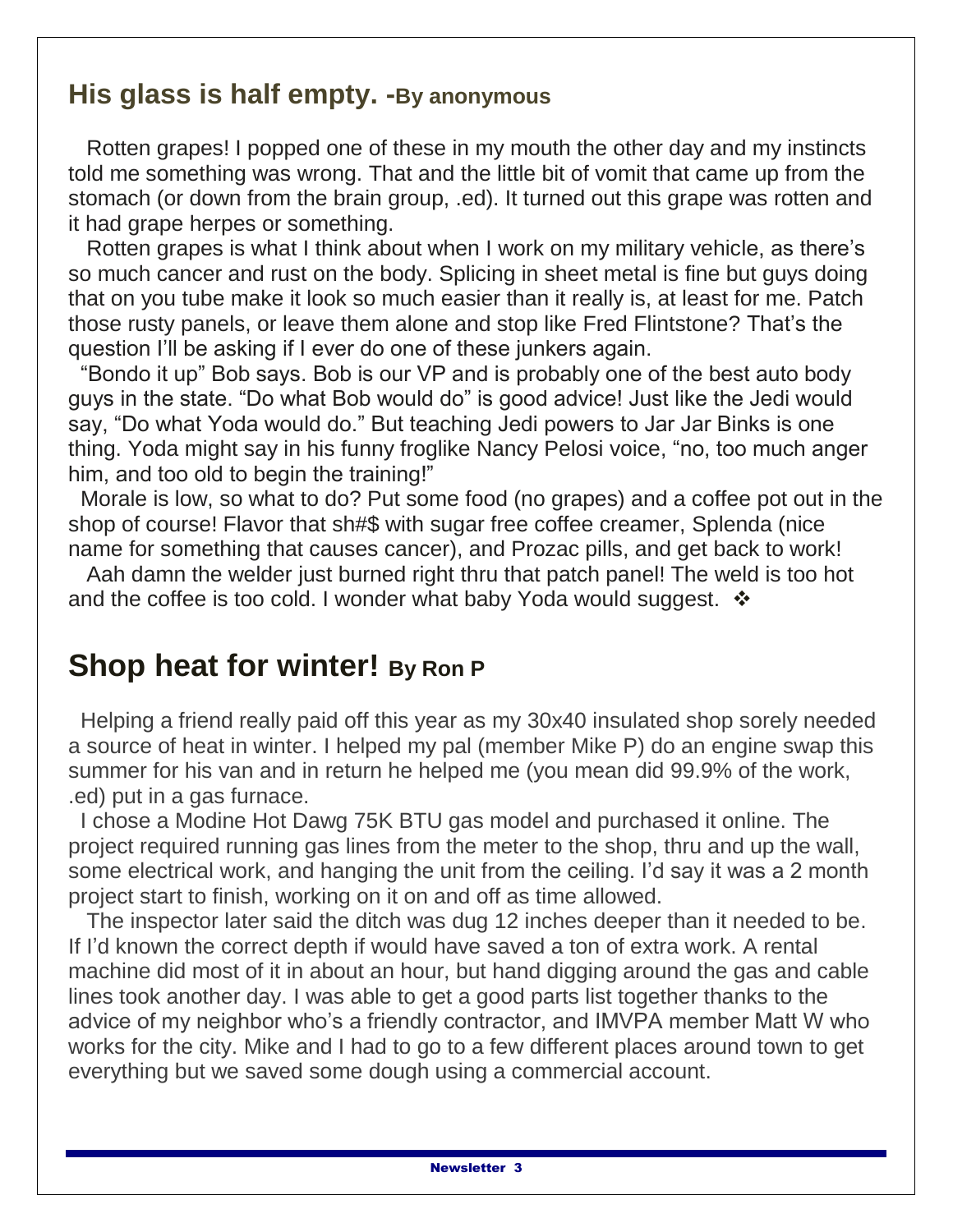## His glass is half empty. -By anonymous

Rotten grapes! I popped one of these in my mouth the other day and my instincts told me something was wrong. That and the little bit of vomit that came up from the stomach (or down from the brain group, .ed). It turned out this grape was rotten and it had grape herpes or something.

Rotten grapes is what I think about when I work on my military vehicle, as there's so much cancer and rust on the body. Splicing in sheet metal is fine but guys doing that on you tube make it look so much easier than it really is, at least for me. Patch those rusty panels, or leave them alone and stop like Fred Flintstone? That's the question I'll be asking if I ever do one of these junkers again.

"Bondo it up" Bob says. Bob is our VP and is probably one of the best auto body guys in the state. "Do what Bob would do" is good advice! Just like the Jedi would say, "Do what Yoda would do." But teaching Jedi powers to Jar Jar Binks is one thing. Yoda might say in his funny froglike Nancy Pelosi voice, "no, too much anger him, and too old to begin the training!"

Morale is low, so what to do? Put some food (no grapes) and a coffee pot out in the shop of course! Flavor that sh#$ with sugar free coffee creamer, Splenda (nice name for something that causes cancer), and Prozac pills, and get back to work!

Aah damn the welder just burned right thru that patch panel! The weld is too hot and the coffee is too cold. I wonder what baby Yoda would suggest. ❖

## Shop heat for winter! By Ron P

Helping a friend really paid off this year as my 30x40 insulated shop sorely needed a source of heat in winter. I helped my pal (member Mike P) do an engine swap this summer for his van and in return he helped me (you mean did 99.9% of the work, .ed) put in a gas furnace.

I chose a Modine Hot Dawg 75K BTU gas model and purchased it online. The project required running gas lines from the meter to the shop, thru and up the wall, some electrical work, and hanging the unit from the ceiling. I'd say it was a 2 month project start to finish, working on it on and off as time allowed.

The inspector later said the ditch was dug 12 inches deeper than it needed to be. If I'd known the correct depth if would have saved a ton of extra work. A rental machine did most of it in about an hour, but hand digging around the gas and cable lines took another day. I was able to get a good parts list together thanks to the advice of my neighbor who's a friendly contractor, and IMVPA member Matt W who works for the city. Mike and I had to go to a few different places around town to get everything but we saved some dough using a commercial account.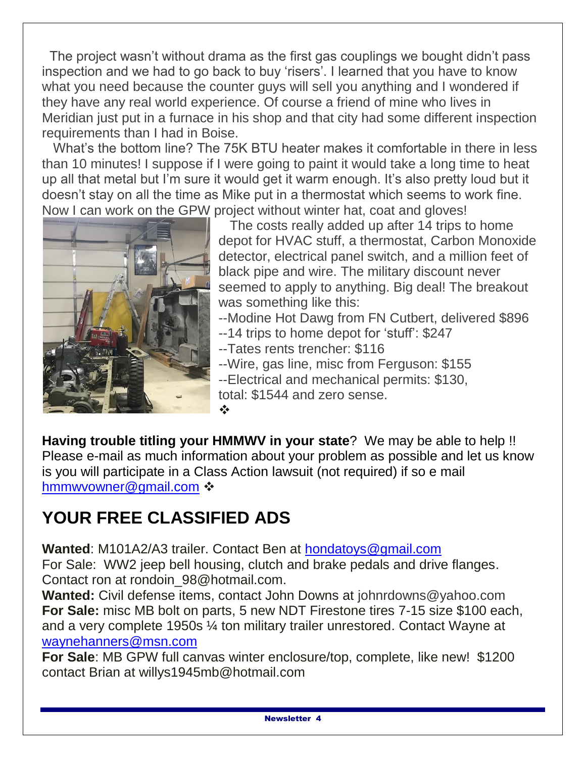The project wasn't without drama as the first gas couplings we bought didn't pass inspection and we had to go back to buy 'risers'. I learned that you have to know what you need because the counter guys will sell you anything and I wondered if they have any real world experience. Of course a friend of mine who lives in Meridian just put in a furnace in his shop and that city had some different inspection requirements than I had in Boise.

What's the bottom line? The 75K BTU heater makes it comfortable in there in less than 10 minutes! I suppose if I were going to paint it would take a long time to heat up all that metal but I'm sure it would get it warm enough. It's also pretty loud but it doesn't stay on all the time as Mike put in a thermostat which seems to work fine. Now I can work on the GPW project without winter hat, coat and gloves!

The costs really added up after 14 trips to home depot for HVAC stuff, a thermostat, Carbon Monoxide detector, electrical panel switch, and a million feet of black pipe and wire. The military discount never seemed to apply to anything. Big deal! The breakout was something like this:

--Modine Hot Dawg from FN Cutbert, delivered $896
--14 trips to home depot for 'stuff': $247
--Tates rents trencher: $116
--Wire, gas line, misc from Ferguson: $155
--Electrical and mechanical permits: $130,
total: $1544 and zero sense.

❖

**Having trouble titling your HMMWV in your state**? We may be able to help !! Please e-mail as much information about your problem as possible and let us know is you will participate in a Class Action lawsuit (not required) if so e mail hmmwvowner@gmail.com ❖

## YOUR FREE CLASSIFIED ADS

**Wanted**: M101A2/A3 trailer. Contact Ben at hondatoys@gmail.com
For Sale: WW2 jeep bell housing, clutch and brake pedals and drive flanges. Contact ron at rondoin_98@hotmail.com.
**Wanted:** Civil defense items, contact John Downs at johnrdowns@yahoo.com
**For Sale:** misc MB bolt on parts, 5 new NDT Firestone tires 7-15 size $100 each, and a very complete 1950s ¼ ton military trailer unrestored. Contact Wayne at waynehanners@msn.com
**For Sale**: MB GPW full canvas winter enclosure/top, complete, like new! $1200 contact Brian at willys1945mb@hotmail.com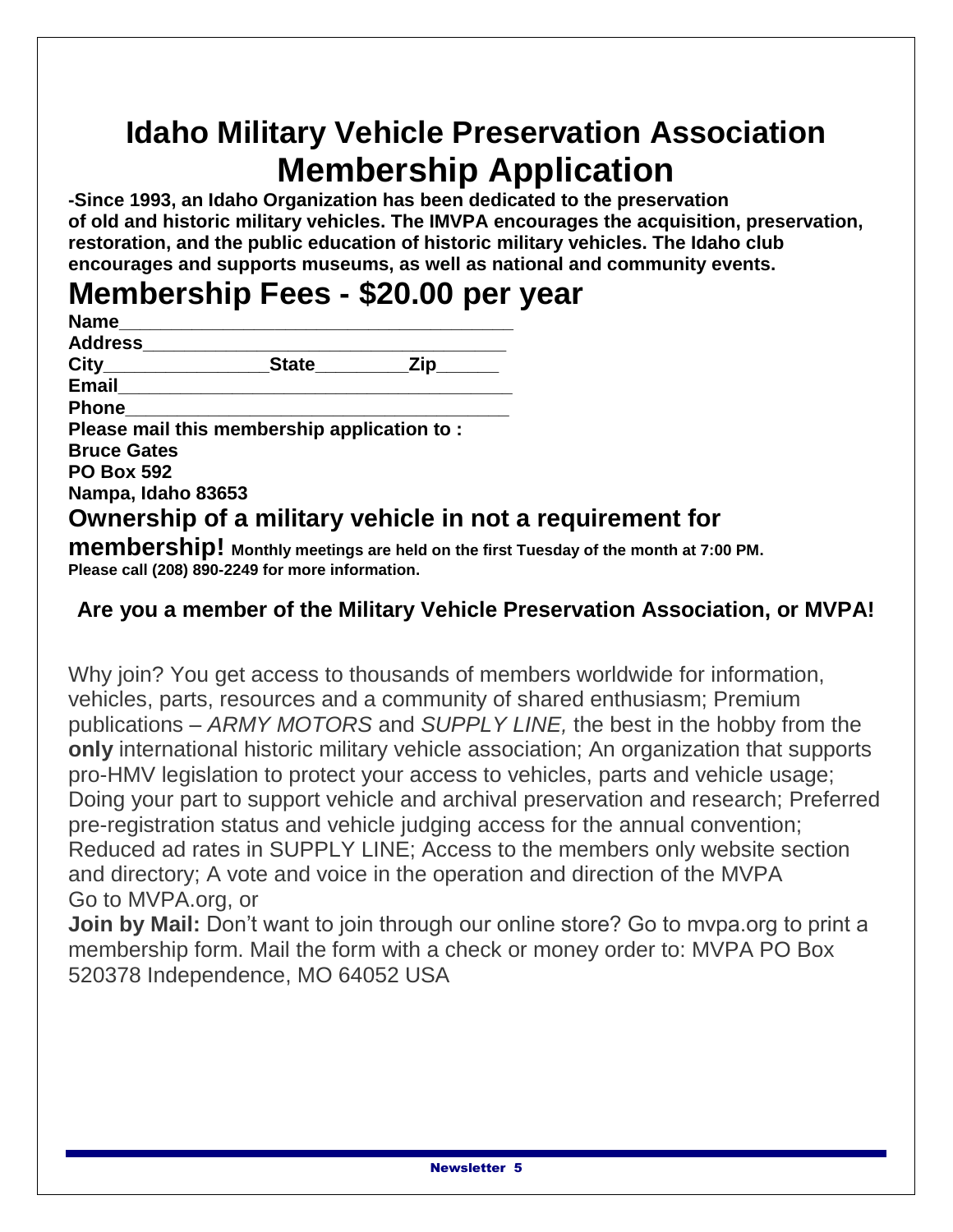# Idaho Military Vehicle Preservation Association Membership Application

**-Since 1993, an Idaho Organization has been dedicated to the preservation of old and historic military vehicles. The IMVPA encourages the acquisition, preservation, restoration, and the public education of historic military vehicles. The Idaho club encourages and supports museums, as well as national and community events.**

## Membership Fees - $20.00 per year

**Name**______________________________________

**Address**____________________________________

**City**_______________ **State**_________ **Zip**______

**Email**_____________________________________

**Phone**_____________________________________

**Please mail this membership application to :**
**Bruce Gates**
**PO Box 592**
**Nampa, Idaho 83653**

## Ownership of a military vehicle in not a requirement for membership!

**Monthly meetings are held on the first Tuesday of the month at 7:00 PM. Please call (208) 890-2249 for more information.**

### Are you a member of the Military Vehicle Preservation Association, or MVPA!

Why join? You get access to thousands of members worldwide for information, vehicles, parts, resources and a community of shared enthusiasm; Premium publications – *ARMY MOTORS* and *SUPPLY LINE,* the best in the hobby from the **only** international historic military vehicle association; An organization that supports pro-HMV legislation to protect your access to vehicles, parts and vehicle usage; Doing your part to support vehicle and archival preservation and research; Preferred pre-registration status and vehicle judging access for the annual convention; Reduced ad rates in SUPPLY LINE; Access to the members only website section and directory; A vote and voice in the operation and direction of the MVPA
Go to MVPA.org, or

**Join by Mail:** Don't want to join through our online store? Go to mvpa.org to print a membership form. Mail the form with a check or money order to: MVPA PO Box 520378 Independence, MO 64052 USA